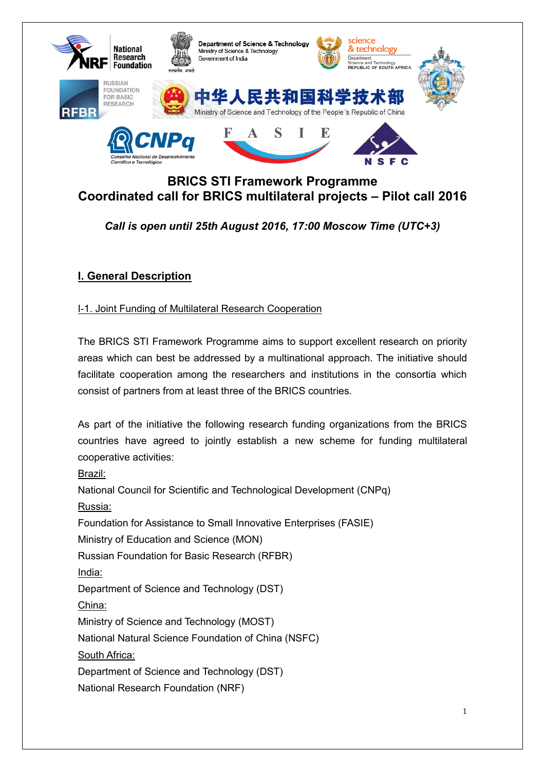# BRICS STI Framework Programme
# Coordinated call for BRICS multilateral projects – Pilot call 2016

***Call is open until 25th August 2016, 17:00 Moscow Time (UTC+3)***

## I. General Description

### I-1. Joint Funding of Multilateral Research Cooperation

The BRICS STI Framework Programme aims to support excellent research on priority areas which can best be addressed by a multinational approach. The initiative should facilitate cooperation among the researchers and institutions in the consortia which consist of partners from at least three of the BRICS countries.

As part of the initiative the following research funding organizations from the BRICS countries have agreed to jointly establish a new scheme for funding multilateral cooperative activities:

Brazil:
National Council for Scientific and Technological Development (CNPq)

Russia:
Foundation for Assistance to Small Innovative Enterprises (FASIE)
Ministry of Education and Science (MON)
Russian Foundation for Basic Research (RFBR)

India:
Department of Science and Technology (DST)

China:
Ministry of Science and Technology (MOST)
National Natural Science Foundation of China (NSFC)

South Africa:
Department of Science and Technology (DST)
National Research Foundation (NRF)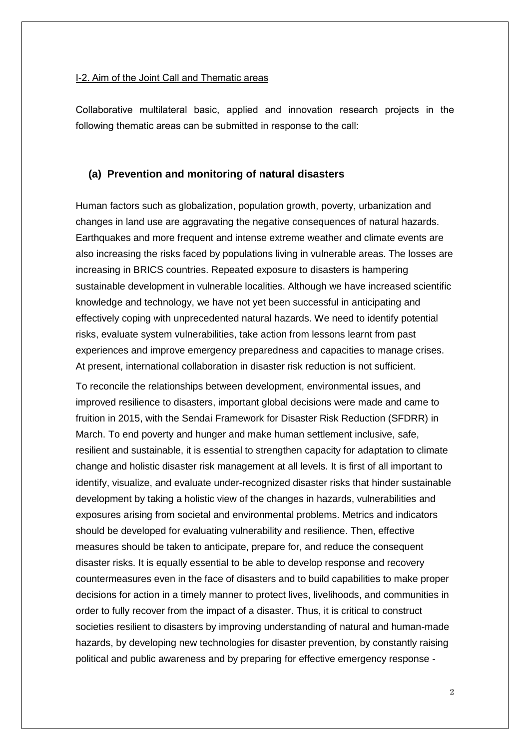I-2. Aim of the Joint Call and Thematic areas

Collaborative multilateral basic, applied and innovation research projects in the following thematic areas can be submitted in response to the call:

### (a) Prevention and monitoring of natural disasters

Human factors such as globalization, population growth, poverty, urbanization and changes in land use are aggravating the negative consequences of natural hazards. Earthquakes and more frequent and intense extreme weather and climate events are also increasing the risks faced by populations living in vulnerable areas. The losses are increasing in BRICS countries. Repeated exposure to disasters is hampering sustainable development in vulnerable localities. Although we have increased scientific knowledge and technology, we have not yet been successful in anticipating and effectively coping with unprecedented natural hazards. We need to identify potential risks, evaluate system vulnerabilities, take action from lessons learnt from past experiences and improve emergency preparedness and capacities to manage crises. At present, international collaboration in disaster risk reduction is not sufficient.

To reconcile the relationships between development, environmental issues, and improved resilience to disasters, important global decisions were made and came to fruition in 2015, with the Sendai Framework for Disaster Risk Reduction (SFDRR) in March. To end poverty and hunger and make human settlement inclusive, safe, resilient and sustainable, it is essential to strengthen capacity for adaptation to climate change and holistic disaster risk management at all levels. It is first of all important to identify, visualize, and evaluate under-recognized disaster risks that hinder sustainable development by taking a holistic view of the changes in hazards, vulnerabilities and exposures arising from societal and environmental problems. Metrics and indicators should be developed for evaluating vulnerability and resilience. Then, effective measures should be taken to anticipate, prepare for, and reduce the consequent disaster risks. It is equally essential to be able to develop response and recovery countermeasures even in the face of disasters and to build capabilities to make proper decisions for action in a timely manner to protect lives, livelihoods, and communities in order to fully recover from the impact of a disaster. Thus, it is critical to construct societies resilient to disasters by improving understanding of natural and human-made hazards, by developing new technologies for disaster prevention, by constantly raising political and public awareness and by preparing for effective emergency response -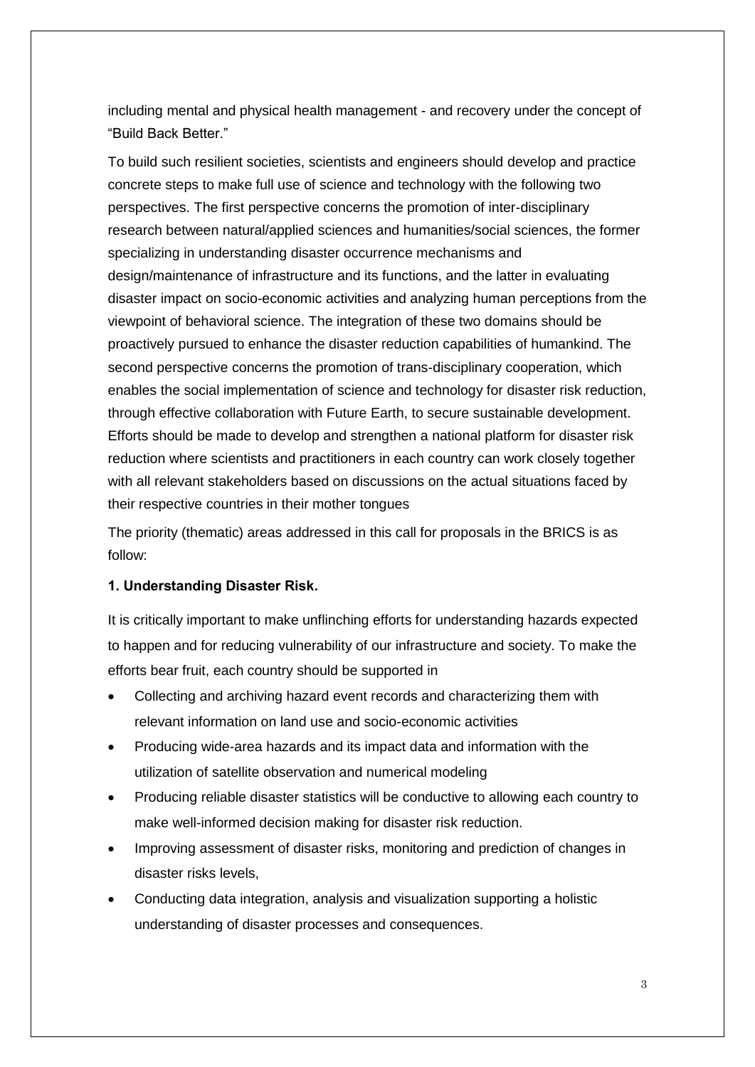including mental and physical health management - and recovery under the concept of "Build Back Better."

To build such resilient societies, scientists and engineers should develop and practice concrete steps to make full use of science and technology with the following two perspectives. The first perspective concerns the promotion of inter-disciplinary research between natural/applied sciences and humanities/social sciences, the former specializing in understanding disaster occurrence mechanisms and design/maintenance of infrastructure and its functions, and the latter in evaluating disaster impact on socio-economic activities and analyzing human perceptions from the viewpoint of behavioral science. The integration of these two domains should be proactively pursued to enhance the disaster reduction capabilities of humankind. The second perspective concerns the promotion of trans-disciplinary cooperation, which enables the social implementation of science and technology for disaster risk reduction, through effective collaboration with Future Earth, to secure sustainable development. Efforts should be made to develop and strengthen a national platform for disaster risk reduction where scientists and practitioners in each country can work closely together with all relevant stakeholders based on discussions on the actual situations faced by their respective countries in their mother tongues

The priority (thematic) areas addressed in this call for proposals in the BRICS is as follow:

**1. Understanding Disaster Risk.**

It is critically important to make unflinching efforts for understanding hazards expected to happen and for reducing vulnerability of our infrastructure and society. To make the efforts bear fruit, each country should be supported in

- Collecting and archiving hazard event records and characterizing them with relevant information on land use and socio-economic activities
- Producing wide-area hazards and its impact data and information with the utilization of satellite observation and numerical modeling
- Producing reliable disaster statistics will be conductive to allowing each country to make well-informed decision making for disaster risk reduction.
- Improving assessment of disaster risks, monitoring and prediction of changes in disaster risks levels,
- Conducting data integration, analysis and visualization supporting a holistic understanding of disaster processes and consequences.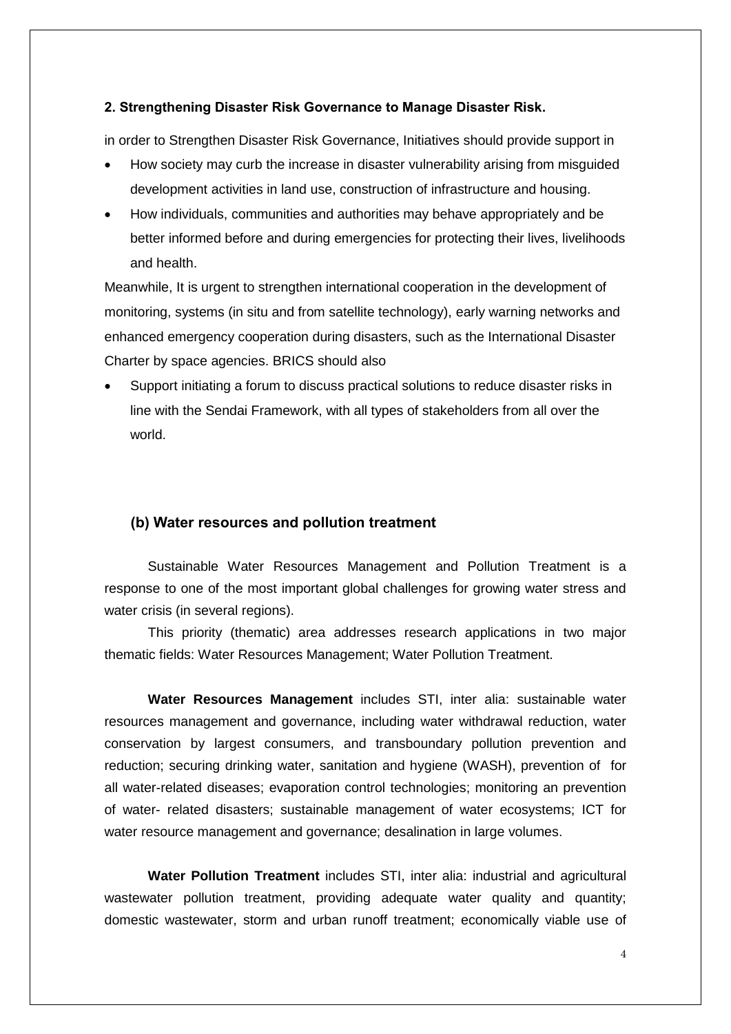**2. Strengthening Disaster Risk Governance to Manage Disaster Risk.**

in order to Strengthen Disaster Risk Governance, Initiatives should provide support in

- How society may curb the increase in disaster vulnerability arising from misguided development activities in land use, construction of infrastructure and housing.
- How individuals, communities and authorities may behave appropriately and be better informed before and during emergencies for protecting their lives, livelihoods and health.

Meanwhile, It is urgent to strengthen international cooperation in the development of monitoring, systems (in situ and from satellite technology), early warning networks and enhanced emergency cooperation during disasters, such as the International Disaster Charter by space agencies. BRICS should also

- Support initiating a forum to discuss practical solutions to reduce disaster risks in line with the Sendai Framework, with all types of stakeholders from all over the world.

### (b) Water resources and pollution treatment

Sustainable Water Resources Management and Pollution Treatment is a response to one of the most important global challenges for growing water stress and water crisis (in several regions).

This priority (thematic) area addresses research applications in two major thematic fields: Water Resources Management; Water Pollution Treatment.

**Water Resources Management** includes STI, inter alia: sustainable water resources management and governance, including water withdrawal reduction, water conservation by largest consumers, and transboundary pollution prevention and reduction; securing drinking water, sanitation and hygiene (WASH), prevention of for all water-related diseases; evaporation control technologies; monitoring an prevention of water- related disasters; sustainable management of water ecosystems; ICT for water resource management and governance; desalination in large volumes.

**Water Pollution Treatment** includes STI, inter alia: industrial and agricultural wastewater pollution treatment, providing adequate water quality and quantity; domestic wastewater, storm and urban runoff treatment; economically viable use of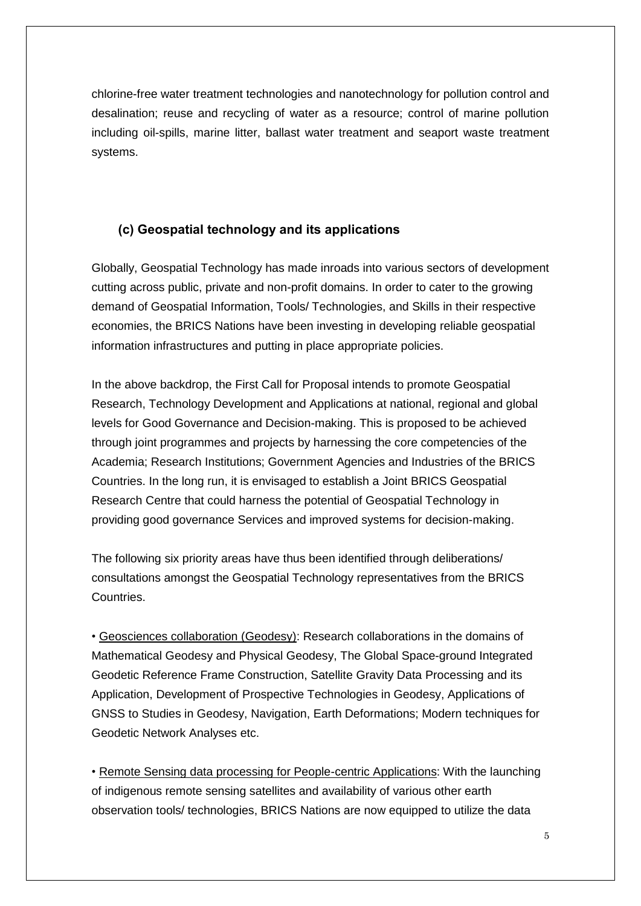chlorine-free water treatment technologies and nanotechnology for pollution control and desalination; reuse and recycling of water as a resource; control of marine pollution including oil-spills, marine litter, ballast water treatment and seaport waste treatment systems.

### (c) Geospatial technology and its applications

Globally, Geospatial Technology has made inroads into various sectors of development cutting across public, private and non-profit domains. In order to cater to the growing demand of Geospatial Information, Tools/ Technologies, and Skills in their respective economies, the BRICS Nations have been investing in developing reliable geospatial information infrastructures and putting in place appropriate policies.

In the above backdrop, the First Call for Proposal intends to promote Geospatial Research, Technology Development and Applications at national, regional and global levels for Good Governance and Decision-making. This is proposed to be achieved through joint programmes and projects by harnessing the core competencies of the Academia; Research Institutions; Government Agencies and Industries of the BRICS Countries. In the long run, it is envisaged to establish a Joint BRICS Geospatial Research Centre that could harness the potential of Geospatial Technology in providing good governance Services and improved systems for decision-making.

The following six priority areas have thus been identified through deliberations/ consultations amongst the Geospatial Technology representatives from the BRICS Countries.

• Geosciences collaboration (Geodesy): Research collaborations in the domains of Mathematical Geodesy and Physical Geodesy, The Global Space-ground Integrated Geodetic Reference Frame Construction, Satellite Gravity Data Processing and its Application, Development of Prospective Technologies in Geodesy, Applications of GNSS to Studies in Geodesy, Navigation, Earth Deformations; Modern techniques for Geodetic Network Analyses etc.

• Remote Sensing data processing for People-centric Applications: With the launching of indigenous remote sensing satellites and availability of various other earth observation tools/ technologies, BRICS Nations are now equipped to utilize the data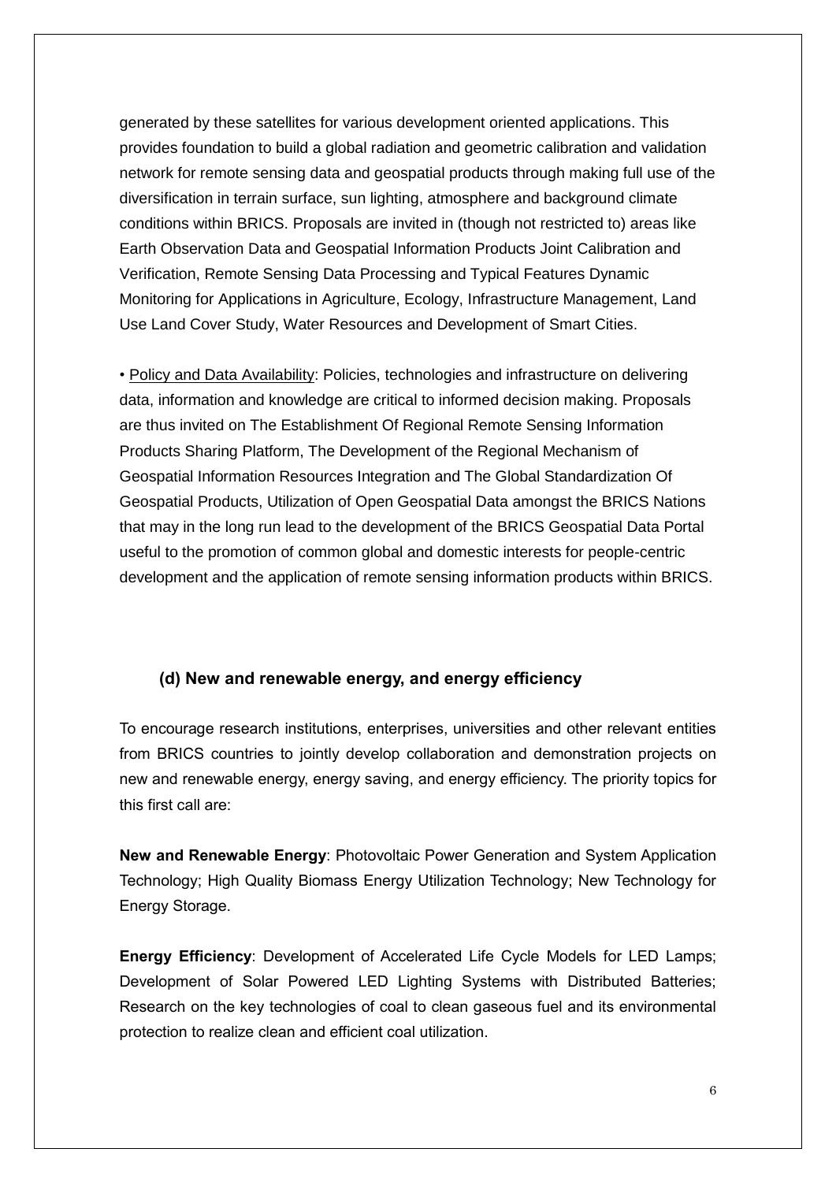generated by these satellites for various development oriented applications. This provides foundation to build a global radiation and geometric calibration and validation network for remote sensing data and geospatial products through making full use of the diversification in terrain surface, sun lighting, atmosphere and background climate conditions within BRICS. Proposals are invited in (though not restricted to) areas like Earth Observation Data and Geospatial Information Products Joint Calibration and Verification, Remote Sensing Data Processing and Typical Features Dynamic Monitoring for Applications in Agriculture, Ecology, Infrastructure Management, Land Use Land Cover Study, Water Resources and Development of Smart Cities.

• Policy and Data Availability: Policies, technologies and infrastructure on delivering data, information and knowledge are critical to informed decision making. Proposals are thus invited on The Establishment Of Regional Remote Sensing Information Products Sharing Platform, The Development of the Regional Mechanism of Geospatial Information Resources Integration and The Global Standardization Of Geospatial Products, Utilization of Open Geospatial Data amongst the BRICS Nations that may in the long run lead to the development of the BRICS Geospatial Data Portal useful to the promotion of common global and domestic interests for people-centric development and the application of remote sensing information products within BRICS.

### (d) New and renewable energy, and energy efficiency

To encourage research institutions, enterprises, universities and other relevant entities from BRICS countries to jointly develop collaboration and demonstration projects on new and renewable energy, energy saving, and energy efficiency. The priority topics for this first call are:

**New and Renewable Energy**: Photovoltaic Power Generation and System Application Technology; High Quality Biomass Energy Utilization Technology; New Technology for Energy Storage.

**Energy Efficiency**: Development of Accelerated Life Cycle Models for LED Lamps; Development of Solar Powered LED Lighting Systems with Distributed Batteries; Research on the key technologies of coal to clean gaseous fuel and its environmental protection to realize clean and efficient coal utilization.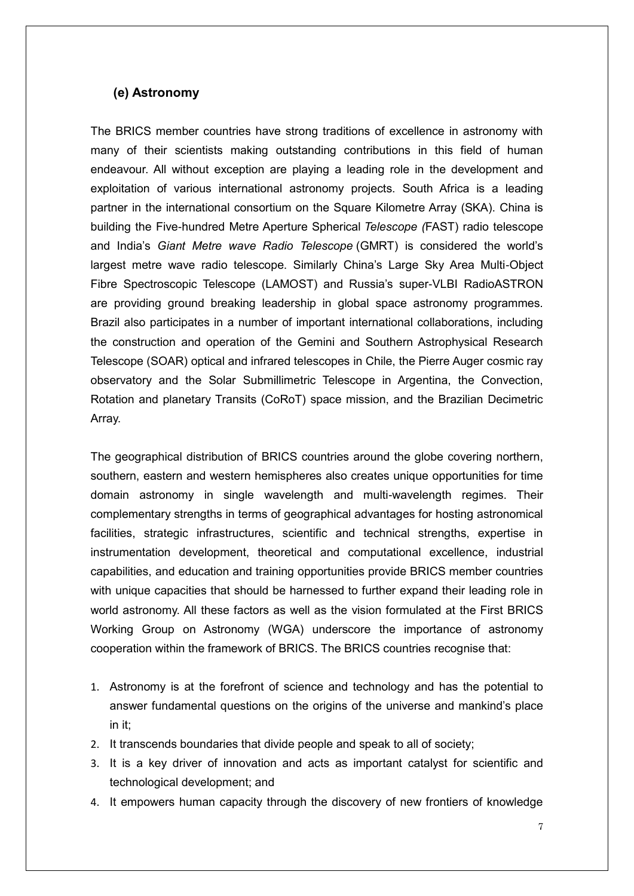### (e) Astronomy

The BRICS member countries have strong traditions of excellence in astronomy with many of their scientists making outstanding contributions in this field of human endeavour. All without exception are playing a leading role in the development and exploitation of various international astronomy projects. South Africa is a leading partner in the international consortium on the Square Kilometre Array (SKA). China is building the Five-hundred Metre Aperture Spherical *Telescope (*FAST) radio telescope and India's *Giant Metre wave Radio Telescope* (GMRT) is considered the world's largest metre wave radio telescope. Similarly China's Large Sky Area Multi-Object Fibre Spectroscopic Telescope (LAMOST) and Russia's super-VLBI RadioASTRON are providing ground breaking leadership in global space astronomy programmes. Brazil also participates in a number of important international collaborations, including the construction and operation of the Gemini and Southern Astrophysical Research Telescope (SOAR) optical and infrared telescopes in Chile, the Pierre Auger cosmic ray observatory and the Solar Submillimetric Telescope in Argentina, the Convection, Rotation and planetary Transits (CoRoT) space mission, and the Brazilian Decimetric Array.

The geographical distribution of BRICS countries around the globe covering northern, southern, eastern and western hemispheres also creates unique opportunities for time domain astronomy in single wavelength and multi-wavelength regimes. Their complementary strengths in terms of geographical advantages for hosting astronomical facilities, strategic infrastructures, scientific and technical strengths, expertise in instrumentation development, theoretical and computational excellence, industrial capabilities, and education and training opportunities provide BRICS member countries with unique capacities that should be harnessed to further expand their leading role in world astronomy. All these factors as well as the vision formulated at the First BRICS Working Group on Astronomy (WGA) underscore the importance of astronomy cooperation within the framework of BRICS. The BRICS countries recognise that:

1. Astronomy is at the forefront of science and technology and has the potential to answer fundamental questions on the origins of the universe and mankind's place in it;
2. It transcends boundaries that divide people and speak to all of society;
3. It is a key driver of innovation and acts as important catalyst for scientific and technological development; and
4. It empowers human capacity through the discovery of new frontiers of knowledge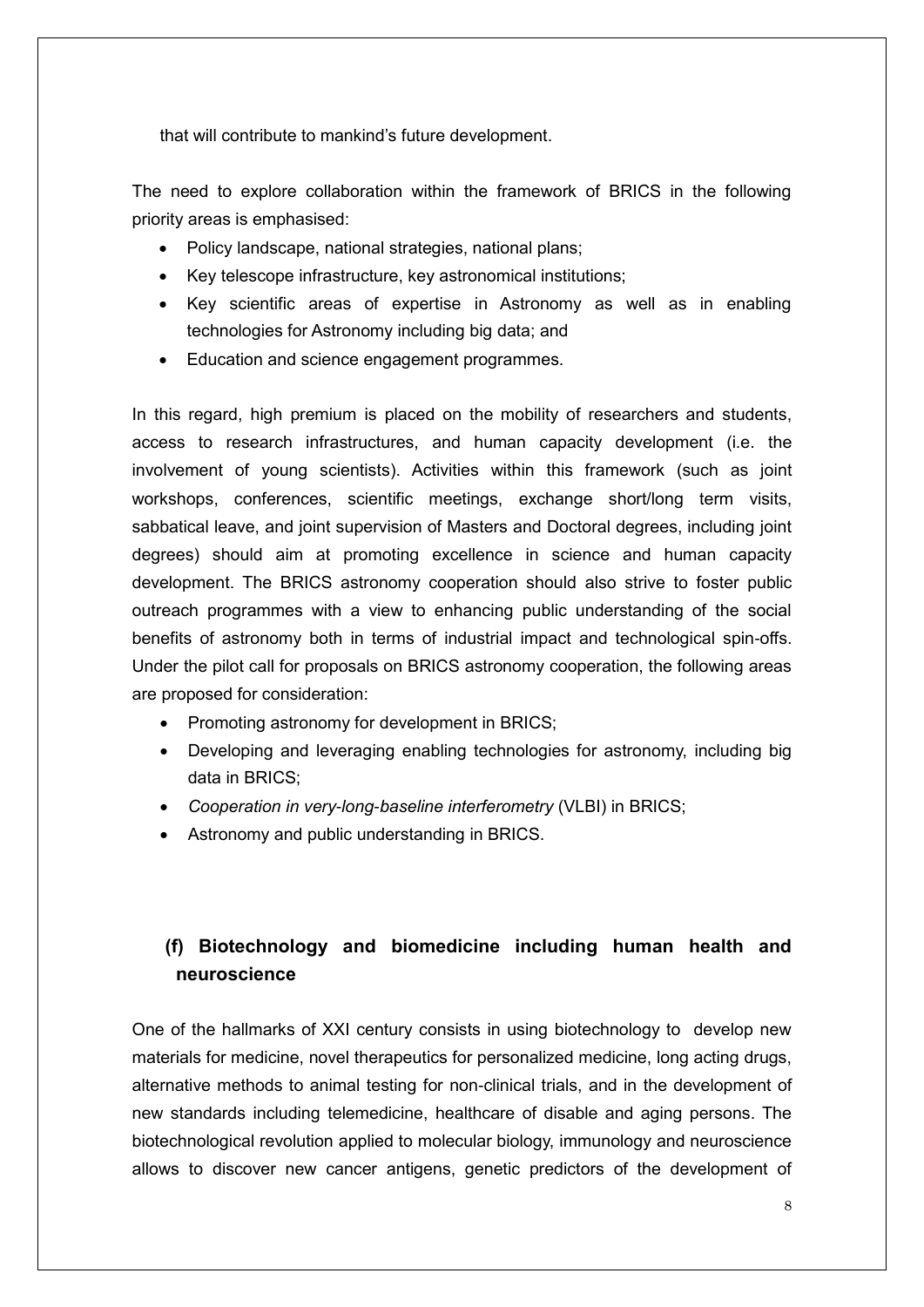that will contribute to mankind's future development.

The need to explore collaboration within the framework of BRICS in the following priority areas is emphasised:

- Policy landscape, national strategies, national plans;
- Key telescope infrastructure, key astronomical institutions;
- Key scientific areas of expertise in Astronomy as well as in enabling technologies for Astronomy including big data; and
- Education and science engagement programmes.

In this regard, high premium is placed on the mobility of researchers and students, access to research infrastructures, and human capacity development (i.e. the involvement of young scientists). Activities within this framework (such as joint workshops, conferences, scientific meetings, exchange short/long term visits, sabbatical leave, and joint supervision of Masters and Doctoral degrees, including joint degrees) should aim at promoting excellence in science and human capacity development. The BRICS astronomy cooperation should also strive to foster public outreach programmes with a view to enhancing public understanding of the social benefits of astronomy both in terms of industrial impact and technological spin-offs. Under the pilot call for proposals on BRICS astronomy cooperation, the following areas are proposed for consideration:

- Promoting astronomy for development in BRICS;
- Developing and leveraging enabling technologies for astronomy, including big data in BRICS;
- *Cooperation in very-long-baseline interferometry* (VLBI) in BRICS;
- Astronomy and public understanding in BRICS.

### (f) Biotechnology and biomedicine including human health and neuroscience

One of the hallmarks of XXI century consists in using biotechnology to develop new materials for medicine, novel therapeutics for personalized medicine, long acting drugs, alternative methods to animal testing for non-clinical trials, and in the development of new standards including telemedicine, healthcare of disable and aging persons. The biotechnological revolution applied to molecular biology, immunology and neuroscience allows to discover new cancer antigens, genetic predictors of the development of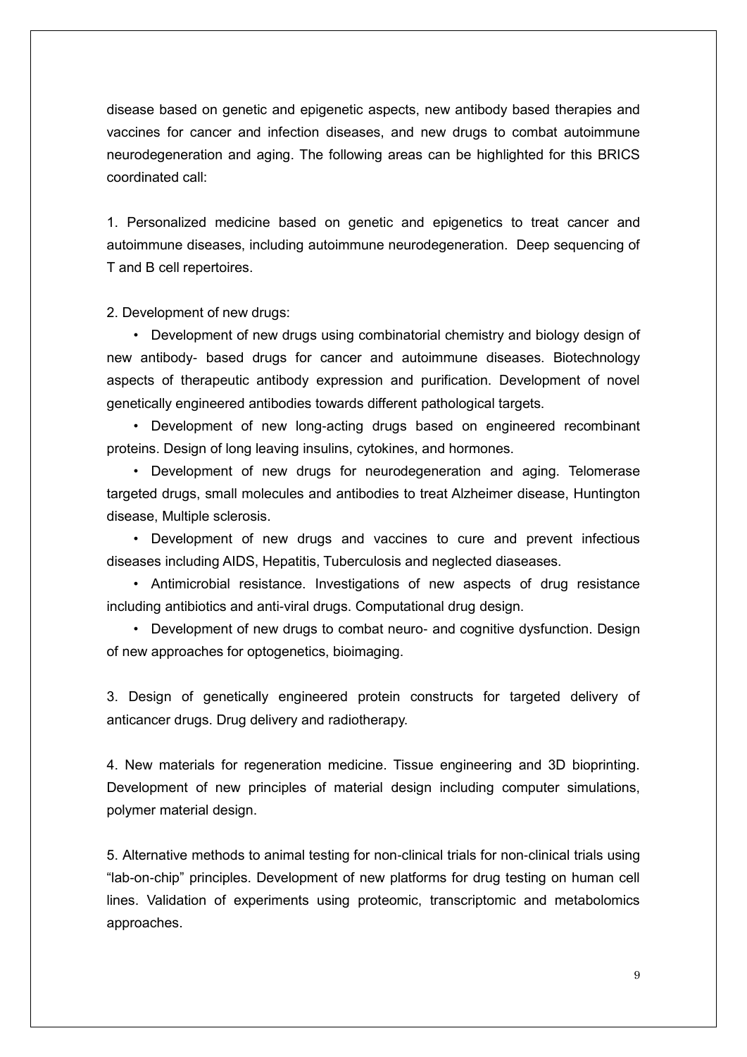disease based on genetic and epigenetic aspects, new antibody based therapies and vaccines for cancer and infection diseases, and new drugs to combat autoimmune neurodegeneration and aging. The following areas can be highlighted for this BRICS coordinated call:

1. Personalized medicine based on genetic and epigenetics to treat cancer and autoimmune diseases, including autoimmune neurodegeneration. Deep sequencing of T and B cell repertoires.

2. Development of new drugs:

   - Development of new drugs using combinatorial chemistry and biology design of new antibody- based drugs for cancer and autoimmune diseases. Biotechnology aspects of therapeutic antibody expression and purification. Development of novel genetically engineered antibodies towards different pathological targets.
   - Development of new long-acting drugs based on engineered recombinant proteins. Design of long leaving insulins, cytokines, and hormones.
   - Development of new drugs for neurodegeneration and aging. Telomerase targeted drugs, small molecules and antibodies to treat Alzheimer disease, Huntington disease, Multiple sclerosis.
   - Development of new drugs and vaccines to cure and prevent infectious diseases including AIDS, Hepatitis, Tuberculosis and neglected diaseases.
   - Antimicrobial resistance. Investigations of new aspects of drug resistance including antibiotics and anti-viral drugs. Computational drug design.
   - Development of new drugs to combat neuro- and cognitive dysfunction. Design of new approaches for optogenetics, bioimaging.

3. Design of genetically engineered protein constructs for targeted delivery of anticancer drugs. Drug delivery and radiotherapy.

4. New materials for regeneration medicine. Tissue engineering and 3D bioprinting. Development of new principles of material design including computer simulations, polymer material design.

5. Alternative methods to animal testing for non-clinical trials for non-clinical trials using "lab-on-chip" principles. Development of new platforms for drug testing on human cell lines. Validation of experiments using proteomic, transcriptomic and metabolomics approaches.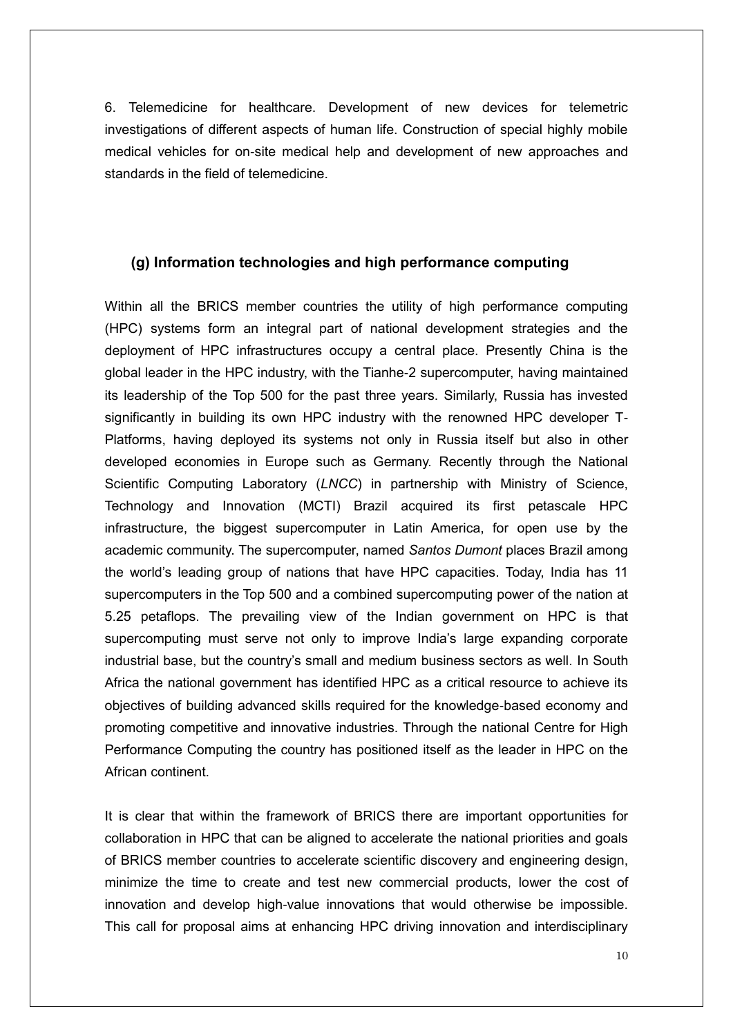6. Telemedicine for healthcare. Development of new devices for telemetric investigations of different aspects of human life. Construction of special highly mobile medical vehicles for on-site medical help and development of new approaches and standards in the field of telemedicine.

### (g) Information technologies and high performance computing

Within all the BRICS member countries the utility of high performance computing (HPC) systems form an integral part of national development strategies and the deployment of HPC infrastructures occupy a central place. Presently China is the global leader in the HPC industry, with the Tianhe-2 supercomputer, having maintained its leadership of the Top 500 for the past three years. Similarly, Russia has invested significantly in building its own HPC industry with the renowned HPC developer T-Platforms, having deployed its systems not only in Russia itself but also in other developed economies in Europe such as Germany. Recently through the National Scientific Computing Laboratory (*LNCC*) in partnership with Ministry of Science, Technology and Innovation (MCTI) Brazil acquired its first petascale HPC infrastructure, the biggest supercomputer in Latin America, for open use by the academic community. The supercomputer, named *Santos Dumont* places Brazil among the world's leading group of nations that have HPC capacities. Today, India has 11 supercomputers in the Top 500 and a combined supercomputing power of the nation at 5.25 petaflops. The prevailing view of the Indian government on HPC is that supercomputing must serve not only to improve India's large expanding corporate industrial base, but the country's small and medium business sectors as well. In South Africa the national government has identified HPC as a critical resource to achieve its objectives of building advanced skills required for the knowledge-based economy and promoting competitive and innovative industries. Through the national Centre for High Performance Computing the country has positioned itself as the leader in HPC on the African continent.

It is clear that within the framework of BRICS there are important opportunities for collaboration in HPC that can be aligned to accelerate the national priorities and goals of BRICS member countries to accelerate scientific discovery and engineering design, minimize the time to create and test new commercial products, lower the cost of innovation and develop high-value innovations that would otherwise be impossible. This call for proposal aims at enhancing HPC driving innovation and interdisciplinary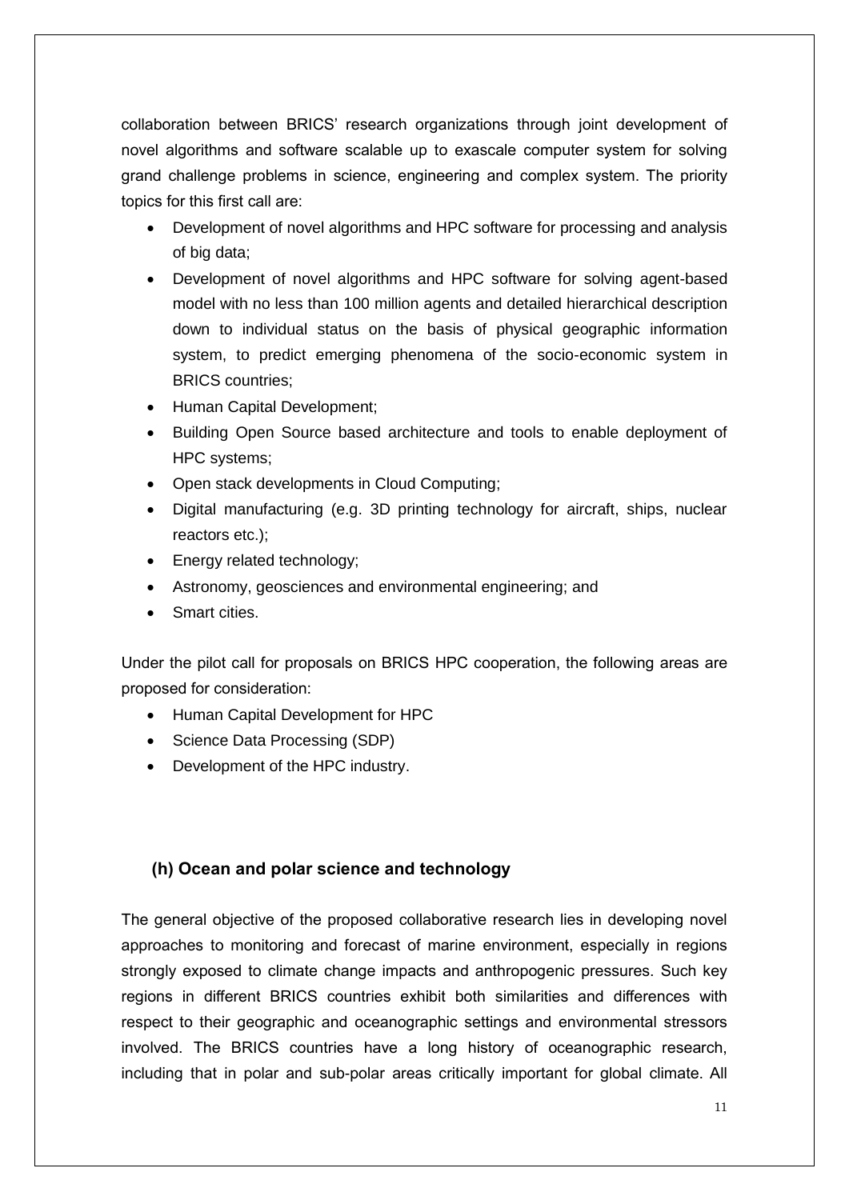collaboration between BRICS' research organizations through joint development of novel algorithms and software scalable up to exascale computer system for solving grand challenge problems in science, engineering and complex system. The priority topics for this first call are:

- Development of novel algorithms and HPC software for processing and analysis of big data;
- Development of novel algorithms and HPC software for solving agent-based model with no less than 100 million agents and detailed hierarchical description down to individual status on the basis of physical geographic information system, to predict emerging phenomena of the socio-economic system in BRICS countries;
- Human Capital Development;
- Building Open Source based architecture and tools to enable deployment of HPC systems;
- Open stack developments in Cloud Computing;
- Digital manufacturing (e.g. 3D printing technology for aircraft, ships, nuclear reactors etc.);
- Energy related technology;
- Astronomy, geosciences and environmental engineering; and
- Smart cities.

Under the pilot call for proposals on BRICS HPC cooperation, the following areas are proposed for consideration:

- Human Capital Development for HPC
- Science Data Processing (SDP)
- Development of the HPC industry.

### (h) Ocean and polar science and technology

The general objective of the proposed collaborative research lies in developing novel approaches to monitoring and forecast of marine environment, especially in regions strongly exposed to climate change impacts and anthropogenic pressures. Such key regions in different BRICS countries exhibit both similarities and differences with respect to their geographic and oceanographic settings and environmental stressors involved. The BRICS countries have a long history of oceanographic research, including that in polar and sub-polar areas critically important for global climate. All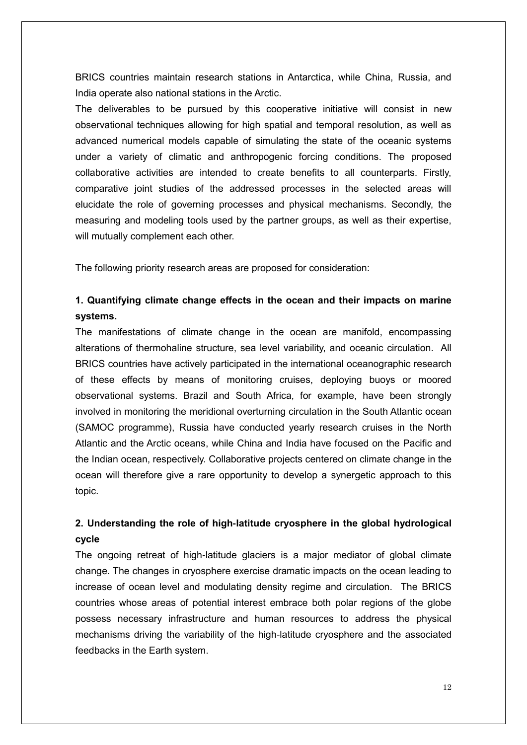BRICS countries maintain research stations in Antarctica, while China, Russia, and India operate also national stations in the Arctic.

The deliverables to be pursued by this cooperative initiative will consist in new observational techniques allowing for high spatial and temporal resolution, as well as advanced numerical models capable of simulating the state of the oceanic systems under a variety of climatic and anthropogenic forcing conditions. The proposed collaborative activities are intended to create benefits to all counterparts. Firstly, comparative joint studies of the addressed processes in the selected areas will elucidate the role of governing processes and physical mechanisms. Secondly, the measuring and modeling tools used by the partner groups, as well as their expertise, will mutually complement each other.

The following priority research areas are proposed for consideration:

**1. Quantifying climate change effects in the ocean and their impacts on marine systems.**

The manifestations of climate change in the ocean are manifold, encompassing alterations of thermohaline structure, sea level variability, and oceanic circulation. All BRICS countries have actively participated in the international oceanographic research of these effects by means of monitoring cruises, deploying buoys or moored observational systems. Brazil and South Africa, for example, have been strongly involved in monitoring the meridional overturning circulation in the South Atlantic ocean (SAMOC programme), Russia have conducted yearly research cruises in the North Atlantic and the Arctic oceans, while China and India have focused on the Pacific and the Indian ocean, respectively. Collaborative projects centered on climate change in the ocean will therefore give a rare opportunity to develop a synergetic approach to this topic.

**2. Understanding the role of high-latitude cryosphere in the global hydrological cycle**

The ongoing retreat of high-latitude glaciers is a major mediator of global climate change. The changes in cryosphere exercise dramatic impacts on the ocean leading to increase of ocean level and modulating density regime and circulation. The BRICS countries whose areas of potential interest embrace both polar regions of the globe possess necessary infrastructure and human resources to address the physical mechanisms driving the variability of the high-latitude cryosphere and the associated feedbacks in the Earth system.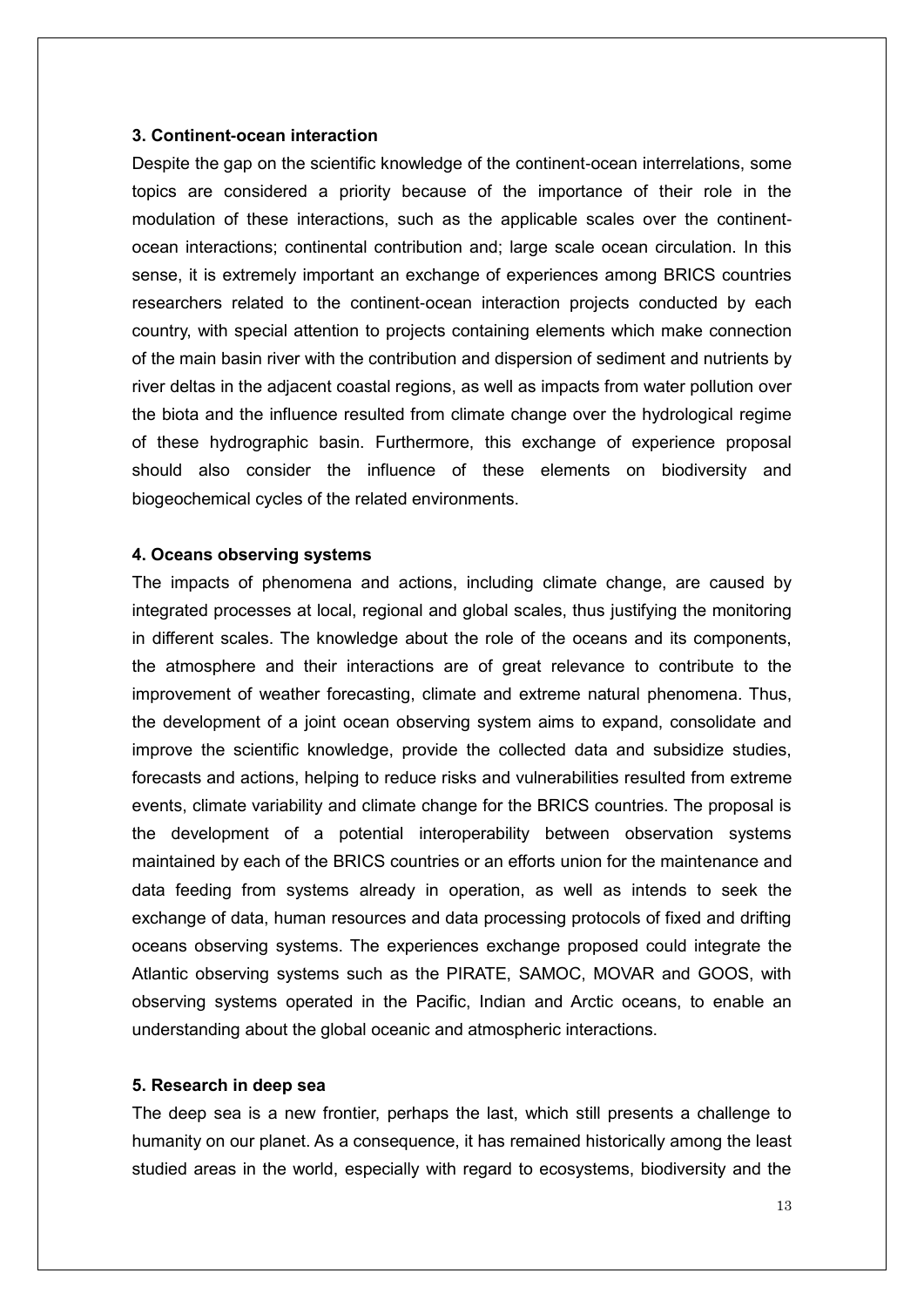### 3. Continent-ocean interaction

Despite the gap on the scientific knowledge of the continent-ocean interrelations, some topics are considered a priority because of the importance of their role in the modulation of these interactions, such as the applicable scales over the continent-ocean interactions; continental contribution and; large scale ocean circulation. In this sense, it is extremely important an exchange of experiences among BRICS countries researchers related to the continent-ocean interaction projects conducted by each country, with special attention to projects containing elements which make connection of the main basin river with the contribution and dispersion of sediment and nutrients by river deltas in the adjacent coastal regions, as well as impacts from water pollution over the biota and the influence resulted from climate change over the hydrological regime of these hydrographic basin. Furthermore, this exchange of experience proposal should also consider the influence of these elements on biodiversity and biogeochemical cycles of the related environments.

### 4. Oceans observing systems

The impacts of phenomena and actions, including climate change, are caused by integrated processes at local, regional and global scales, thus justifying the monitoring in different scales. The knowledge about the role of the oceans and its components, the atmosphere and their interactions are of great relevance to contribute to the improvement of weather forecasting, climate and extreme natural phenomena. Thus, the development of a joint ocean observing system aims to expand, consolidate and improve the scientific knowledge, provide the collected data and subsidize studies, forecasts and actions, helping to reduce risks and vulnerabilities resulted from extreme events, climate variability and climate change for the BRICS countries. The proposal is the development of a potential interoperability between observation systems maintained by each of the BRICS countries or an efforts union for the maintenance and data feeding from systems already in operation, as well as intends to seek the exchange of data, human resources and data processing protocols of fixed and drifting oceans observing systems. The experiences exchange proposed could integrate the Atlantic observing systems such as the PIRATE, SAMOC, MOVAR and GOOS, with observing systems operated in the Pacific, Indian and Arctic oceans, to enable an understanding about the global oceanic and atmospheric interactions.

### 5. Research in deep sea

The deep sea is a new frontier, perhaps the last, which still presents a challenge to humanity on our planet. As a consequence, it has remained historically among the least studied areas in the world, especially with regard to ecosystems, biodiversity and the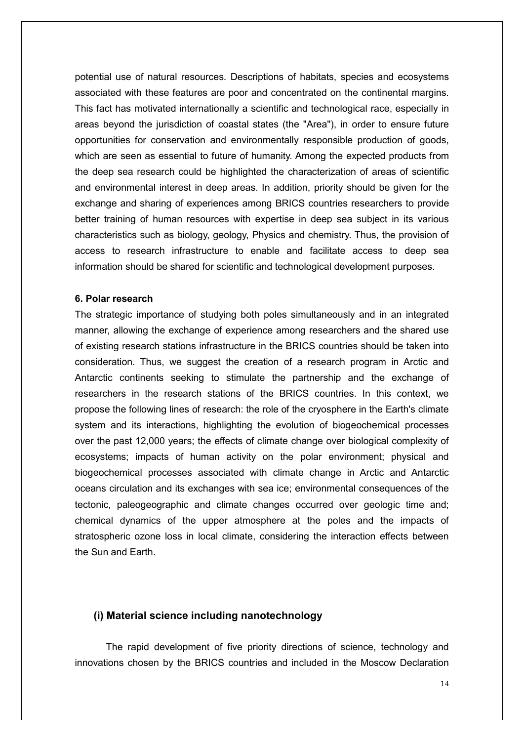potential use of natural resources. Descriptions of habitats, species and ecosystems associated with these features are poor and concentrated on the continental margins. This fact has motivated internationally a scientific and technological race, especially in areas beyond the jurisdiction of coastal states (the "Area"), in order to ensure future opportunities for conservation and environmentally responsible production of goods, which are seen as essential to future of humanity. Among the expected products from the deep sea research could be highlighted the characterization of areas of scientific and environmental interest in deep areas. In addition, priority should be given for the exchange and sharing of experiences among BRICS countries researchers to provide better training of human resources with expertise in deep sea subject in its various characteristics such as biology, geology, Physics and chemistry. Thus, the provision of access to research infrastructure to enable and facilitate access to deep sea information should be shared for scientific and technological development purposes.

**6. Polar research**

The strategic importance of studying both poles simultaneously and in an integrated manner, allowing the exchange of experience among researchers and the shared use of existing research stations infrastructure in the BRICS countries should be taken into consideration. Thus, we suggest the creation of a research program in Arctic and Antarctic continents seeking to stimulate the partnership and the exchange of researchers in the research stations of the BRICS countries. In this context, we propose the following lines of research: the role of the cryosphere in the Earth's climate system and its interactions, highlighting the evolution of biogeochemical processes over the past 12,000 years; the effects of climate change over biological complexity of ecosystems; impacts of human activity on the polar environment; physical and biogeochemical processes associated with climate change in Arctic and Antarctic oceans circulation and its exchanges with sea ice; environmental consequences of the tectonic, paleogeographic and climate changes occurred over geologic time and; chemical dynamics of the upper atmosphere at the poles and the impacts of stratospheric ozone loss in local climate, considering the interaction effects between the Sun and Earth.

### (i) Material science including nanotechnology

The rapid development of five priority directions of science, technology and innovations chosen by the BRICS countries and included in the Moscow Declaration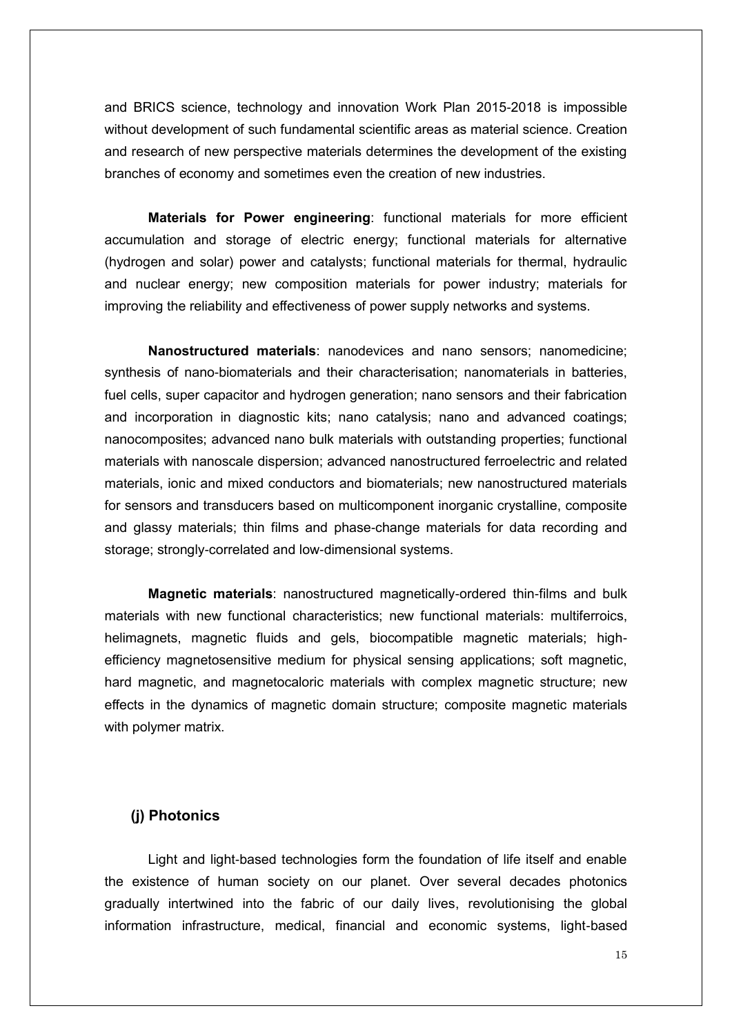and BRICS science, technology and innovation Work Plan 2015-2018 is impossible without development of such fundamental scientific areas as material science. Creation and research of new perspective materials determines the development of the existing branches of economy and sometimes even the creation of new industries.

**Materials for Power engineering**: functional materials for more efficient accumulation and storage of electric energy; functional materials for alternative (hydrogen and solar) power and catalysts; functional materials for thermal, hydraulic and nuclear energy; new composition materials for power industry; materials for improving the reliability and effectiveness of power supply networks and systems.

**Nanostructured materials**: nanodevices and nano sensors; nanomedicine; synthesis of nano-biomaterials and their characterisation; nanomaterials in batteries, fuel cells, super capacitor and hydrogen generation; nano sensors and their fabrication and incorporation in diagnostic kits; nano catalysis; nano and advanced coatings; nanocomposites; advanced nano bulk materials with outstanding properties; functional materials with nanoscale dispersion; advanced nanostructured ferroelectric and related materials, ionic and mixed conductors and biomaterials; new nanostructured materials for sensors and transducers based on multicomponent inorganic crystalline, composite and glassy materials; thin films and phase-change materials for data recording and storage; strongly-correlated and low-dimensional systems.

**Magnetic materials**: nanostructured magnetically-ordered thin-films and bulk materials with new functional characteristics; new functional materials: multiferroics, helimagnets, magnetic fluids and gels, biocompatible magnetic materials; high-efficiency magnetosensitive medium for physical sensing applications; soft magnetic, hard magnetic, and magnetocaloric materials with complex magnetic structure; new effects in the dynamics of magnetic domain structure; composite magnetic materials with polymer matrix.

### (j) Photonics

Light and light-based technologies form the foundation of life itself and enable the existence of human society on our planet. Over several decades photonics gradually intertwined into the fabric of our daily lives, revolutionising the global information infrastructure, medical, financial and economic systems, light-based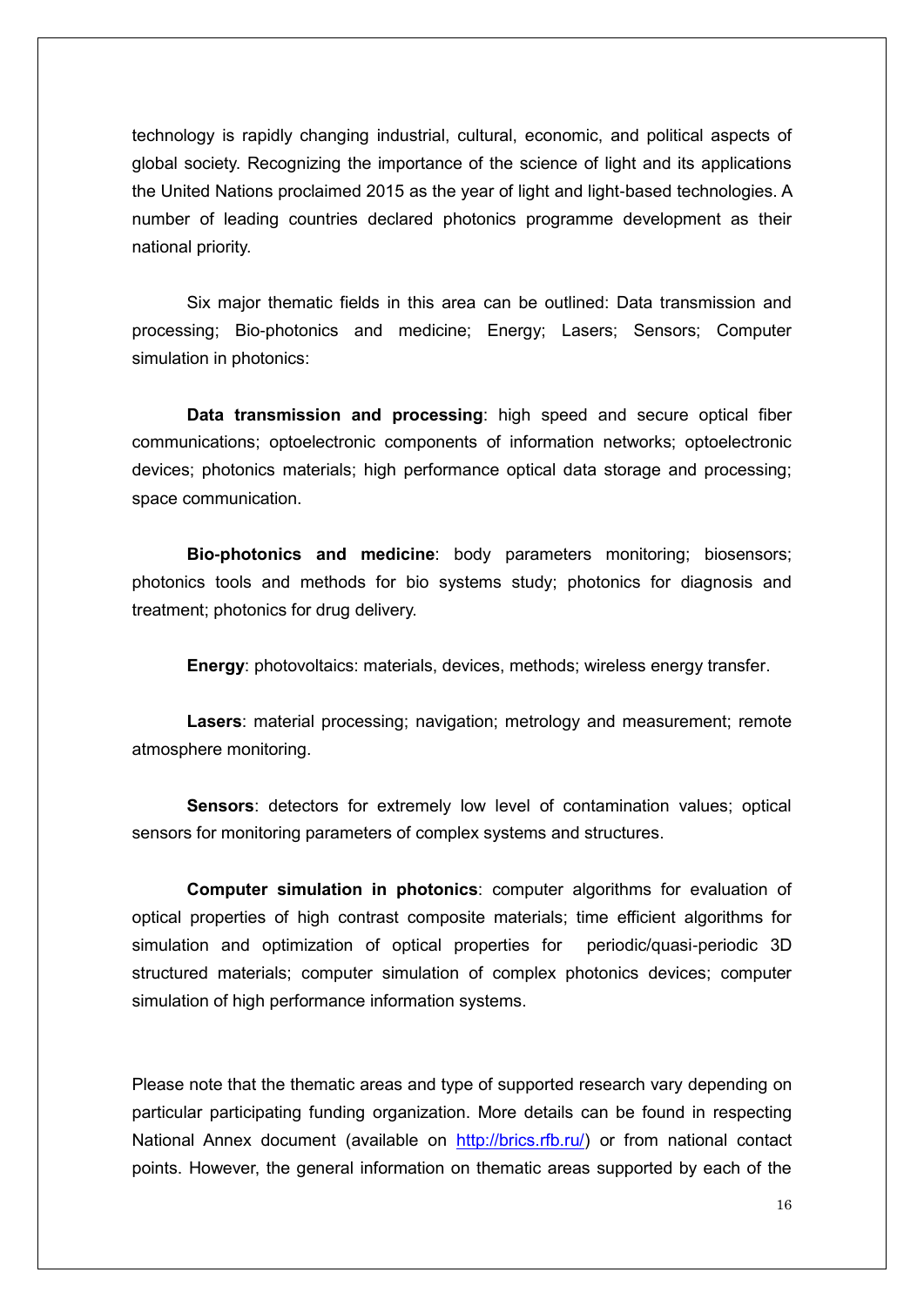technology is rapidly changing industrial, cultural, economic, and political aspects of global society. Recognizing the importance of the science of light and its applications the United Nations proclaimed 2015 as the year of light and light-based technologies. A number of leading countries declared photonics programme development as their national priority.

Six major thematic fields in this area can be outlined: Data transmission and processing; Bio-photonics and medicine; Energy; Lasers; Sensors; Computer simulation in photonics:

**Data transmission and processing**: high speed and secure optical fiber communications; optoelectronic components of information networks; optoelectronic devices; photonics materials; high performance optical data storage and processing; space communication.

**Bio-photonics and medicine**: body parameters monitoring; biosensors; photonics tools and methods for bio systems study; photonics for diagnosis and treatment; photonics for drug delivery.

**Energy**: photovoltaics: materials, devices, methods; wireless energy transfer.

**Lasers**: material processing; navigation; metrology and measurement; remote atmosphere monitoring.

**Sensors**: detectors for extremely low level of contamination values; optical sensors for monitoring parameters of complex systems and structures.

**Computer simulation in photonics**: computer algorithms for evaluation of optical properties of high contrast composite materials; time efficient algorithms for simulation and optimization of optical properties for periodic/quasi-periodic 3D structured materials; computer simulation of complex photonics devices; computer simulation of high performance information systems.

Please note that the thematic areas and type of supported research vary depending on particular participating funding organization. More details can be found in respecting National Annex document (available on [http://brics.rfb.ru/](http://brics.rfb.ru/)) or from national contact points. However, the general information on thematic areas supported by each of the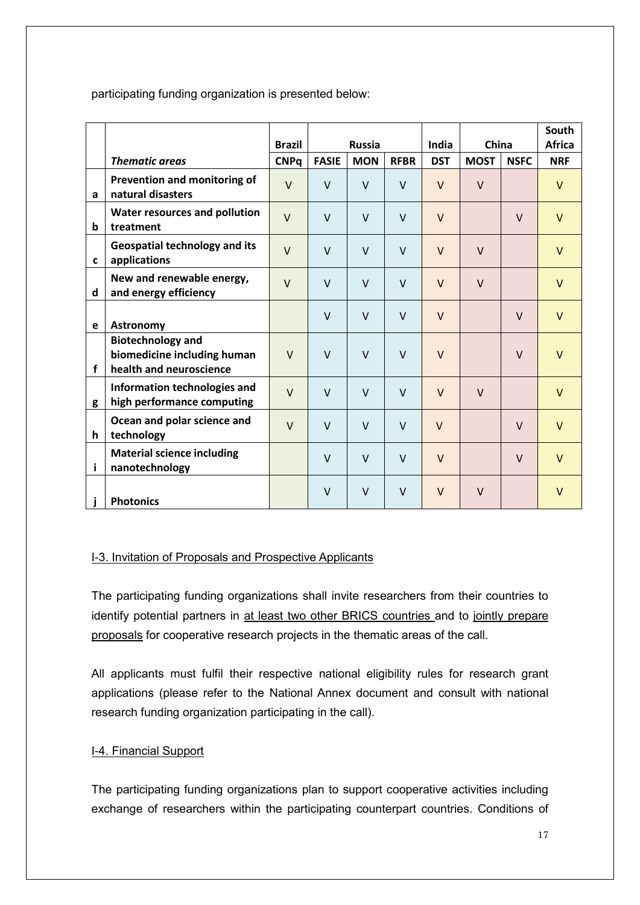participating funding organization is presented below:

| | | Brazil | Russia | | | India | China | | South Africa |
|---|---|---|---|---|---|---|---|---|---|
| | ***Thematic areas*** | **CNPq** | **FASIE** | **MON** | **RFBR** | **DST** | **MOST** | **NSFC** | **NRF** |
| **a** | **Prevention and monitoring of natural disasters** | V | V | V | V | V | V | | V |
| **b** | **Water resources and pollution treatment** | V | V | V | V | V | | V | V |
| **c** | **Geospatial technology and its applications** | V | V | V | V | V | V | | V |
| **d** | **New and renewable energy, and energy efficiency** | V | V | V | V | V | V | | V |
| **e** | **Astronomy** | | V | V | V | V | | V | V |
| **f** | **Biotechnology and biomedicine including human health and neuroscience** | V | V | V | V | V | | V | V |
| **g** | **Information technologies and high performance computing** | V | V | V | V | V | V | | V |
| **h** | **Ocean and polar science and technology** | V | V | V | V | V | | V | V |
| **i** | **Material science including nanotechnology** | | V | V | V | V | | V | V |
| **j** | **Photonics** | | V | V | V | V | V | | V |

I-3. Invitation of Proposals and Prospective Applicants

The participating funding organizations shall invite researchers from their countries to identify potential partners in at least two other BRICS countries and to jointly prepare proposals for cooperative research projects in the thematic areas of the call.

All applicants must fulfil their respective national eligibility rules for research grant applications (please refer to the National Annex document and consult with national research funding organization participating in the call).

I-4. Financial Support

The participating funding organizations plan to support cooperative activities including exchange of researchers within the participating counterpart countries. Conditions of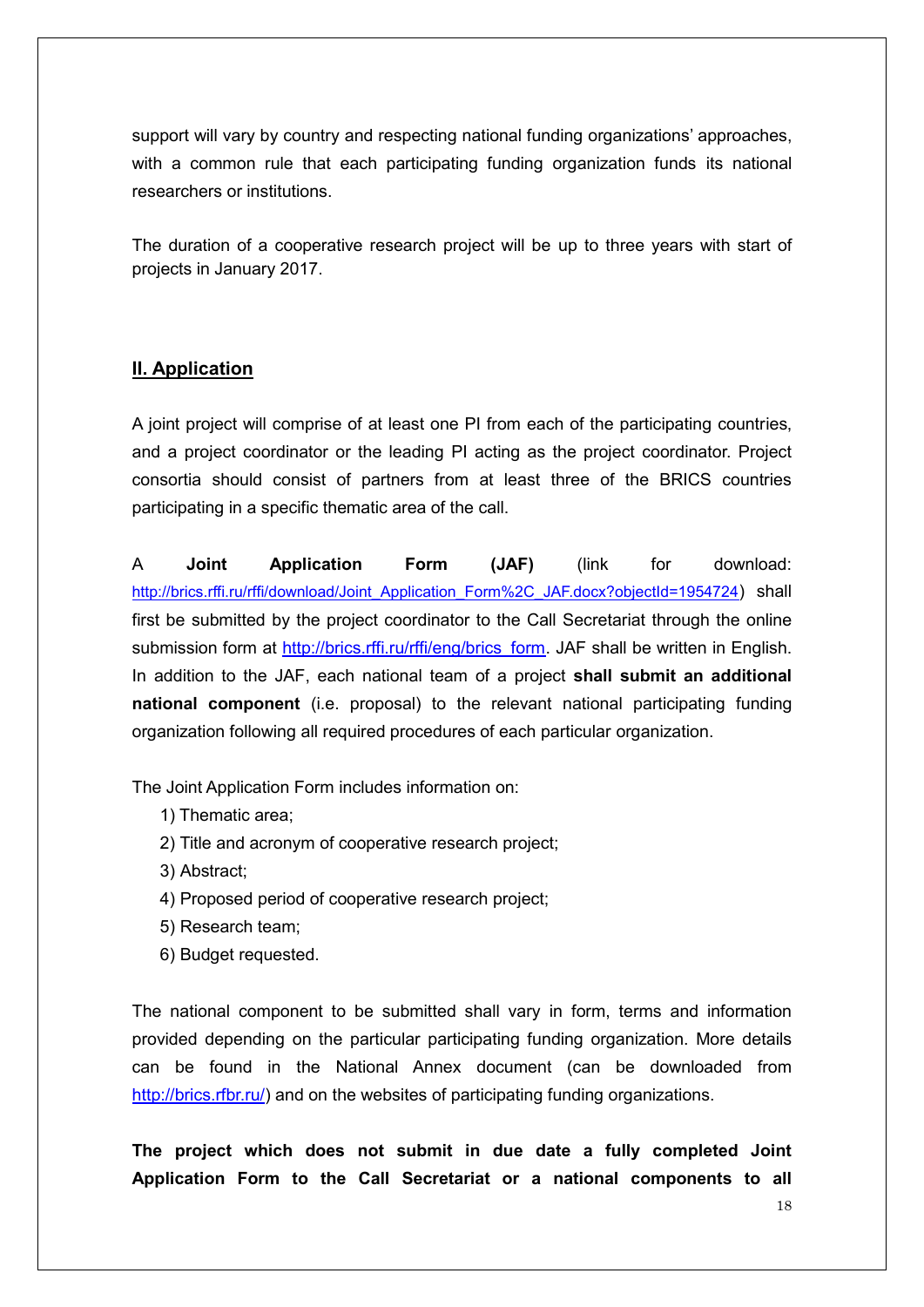support will vary by country and respecting national funding organizations' approaches, with a common rule that each participating funding organization funds its national researchers or institutions.

The duration of a cooperative research project will be up to three years with start of projects in January 2017.

## II. Application

A joint project will comprise of at least one PI from each of the participating countries, and a project coordinator or the leading PI acting as the project coordinator. Project consortia should consist of partners from at least three of the BRICS countries participating in a specific thematic area of the call.

A **Joint Application Form (JAF)** (link for download: http://brics.rffi.ru/rffi/download/Joint_Application_Form%2C_JAF.docx?objectId=1954724) shall first be submitted by the project coordinator to the Call Secretariat through the online submission form at http://brics.rffi.ru/rffi/eng/brics_form. JAF shall be written in English. In addition to the JAF, each national team of a project **shall submit an additional national component** (i.e. proposal) to the relevant national participating funding organization following all required procedures of each particular organization.

The Joint Application Form includes information on:

1) Thematic area;
2) Title and acronym of cooperative research project;
3) Abstract;
4) Proposed period of cooperative research project;
5) Research team;
6) Budget requested.

The national component to be submitted shall vary in form, terms and information provided depending on the particular participating funding organization. More details can be found in the National Annex document (can be downloaded from http://brics.rfbr.ru/) and on the websites of participating funding organizations.

**The project which does not submit in due date a fully completed Joint Application Form to the Call Secretariat or a national components to all**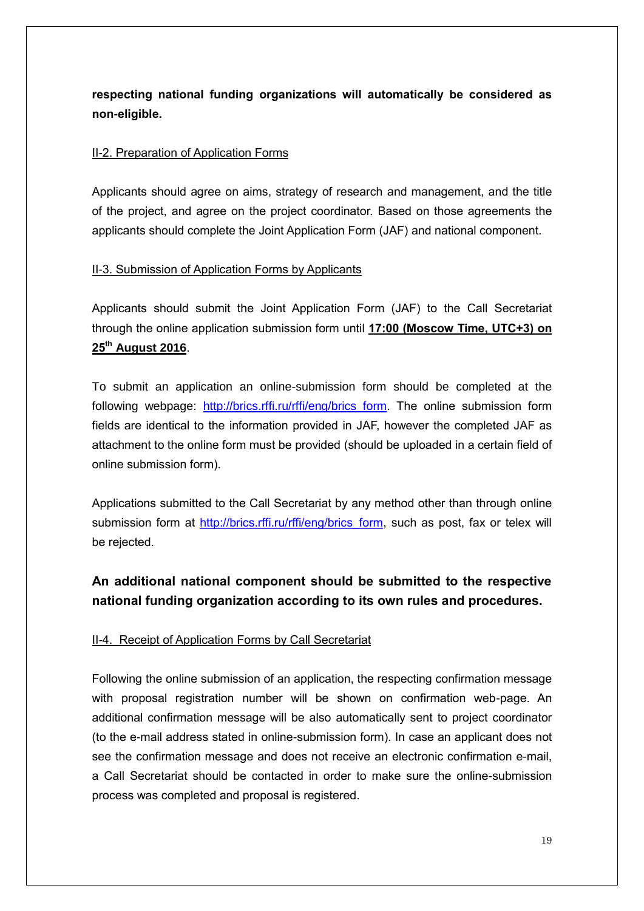**respecting national funding organizations will automatically be considered as non-eligible.**

II-2. Preparation of Application Forms

Applicants should agree on aims, strategy of research and management, and the title of the project, and agree on the project coordinator. Based on those agreements the applicants should complete the Joint Application Form (JAF) and national component.

II-3. Submission of Application Forms by Applicants

Applicants should submit the Joint Application Form (JAF) to the Call Secretariat through the online application submission form until **17:00 (Moscow Time, UTC+3) on 25th August 2016**.

To submit an application an online-submission form should be completed at the following webpage: http://brics.rffi.ru/rffi/eng/brics_form. The online submission form fields are identical to the information provided in JAF, however the completed JAF as attachment to the online form must be provided (should be uploaded in a certain field of online submission form).

Applications submitted to the Call Secretariat by any method other than through online submission form at http://brics.rffi.ru/rffi/eng/brics_form, such as post, fax or telex will be rejected.

**An additional national component should be submitted to the respective national funding organization according to its own rules and procedures.**

II-4. Receipt of Application Forms by Call Secretariat

Following the online submission of an application, the respecting confirmation message with proposal registration number will be shown on confirmation web-page. An additional confirmation message will be also automatically sent to project coordinator (to the e-mail address stated in online-submission form). In case an applicant does not see the confirmation message and does not receive an electronic confirmation e-mail, a Call Secretariat should be contacted in order to make sure the online-submission process was completed and proposal is registered.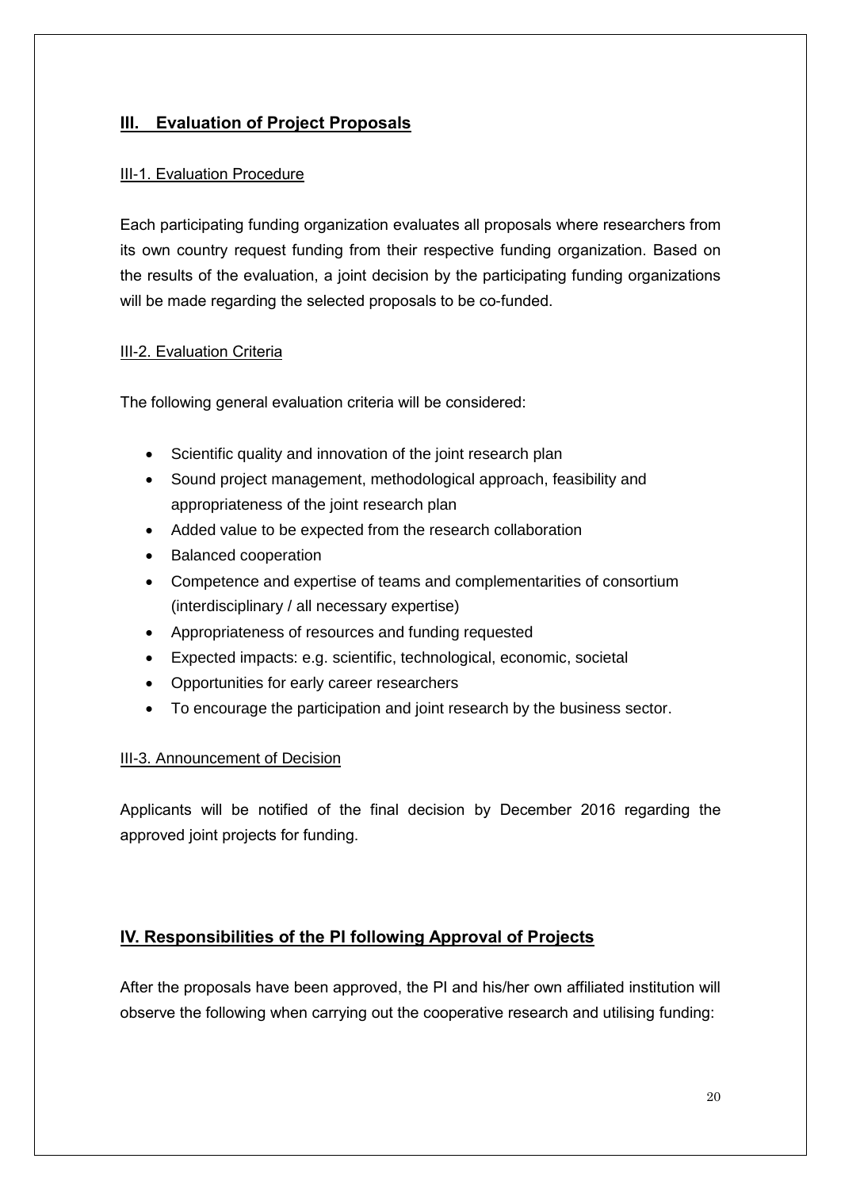## III. Evaluation of Project Proposals

### III-1. Evaluation Procedure

Each participating funding organization evaluates all proposals where researchers from its own country request funding from their respective funding organization. Based on the results of the evaluation, a joint decision by the participating funding organizations will be made regarding the selected proposals to be co-funded.

### III-2. Evaluation Criteria

The following general evaluation criteria will be considered:

- Scientific quality and innovation of the joint research plan
- Sound project management, methodological approach, feasibility and appropriateness of the joint research plan
- Added value to be expected from the research collaboration
- Balanced cooperation
- Competence and expertise of teams and complementarities of consortium (interdisciplinary / all necessary expertise)
- Appropriateness of resources and funding requested
- Expected impacts: e.g. scientific, technological, economic, societal
- Opportunities for early career researchers
- To encourage the participation and joint research by the business sector.

### III-3. Announcement of Decision

Applicants will be notified of the final decision by December 2016 regarding the approved joint projects for funding.

## IV. Responsibilities of the PI following Approval of Projects

After the proposals have been approved, the PI and his/her own affiliated institution will observe the following when carrying out the cooperative research and utilising funding: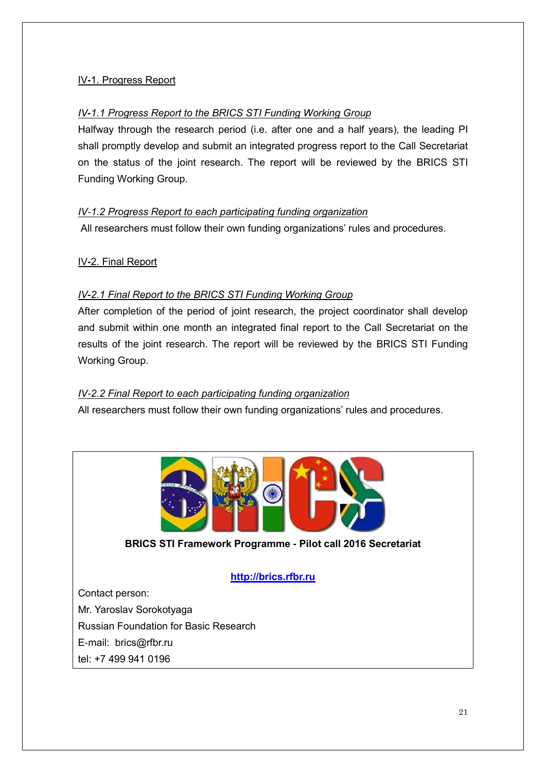## IV-1. Progress Report

### *IV-1.1 Progress Report to the BRICS STI Funding Working Group*

Halfway through the research period (i.e. after one and a half years), the leading PI shall promptly develop and submit an integrated progress report to the Call Secretariat on the status of the joint research. The report will be reviewed by the BRICS STI Funding Working Group.

### *IV-1.2 Progress Report to each participating funding organization*

All researchers must follow their own funding organizations' rules and procedures.

## IV-2. Final Report

### *IV-2.1 Final Report to the BRICS STI Funding Working Group*

After completion of the period of joint research, the project coordinator shall develop and submit within one month an integrated final report to the Call Secretariat on the results of the joint research. The report will be reviewed by the BRICS STI Funding Working Group.

### *IV-2.2 Final Report to each participating funding organization*

All researchers must follow their own funding organizations' rules and procedures.

**BRICS STI Framework Programme - Pilot call 2016 Secretariat**

**http://brics.rfbr.ru**

Contact person:
Mr. Yaroslav Sorokotyaga
Russian Foundation for Basic Research
E-mail: brics@rfbr.ru
tel: +7 499 941 0196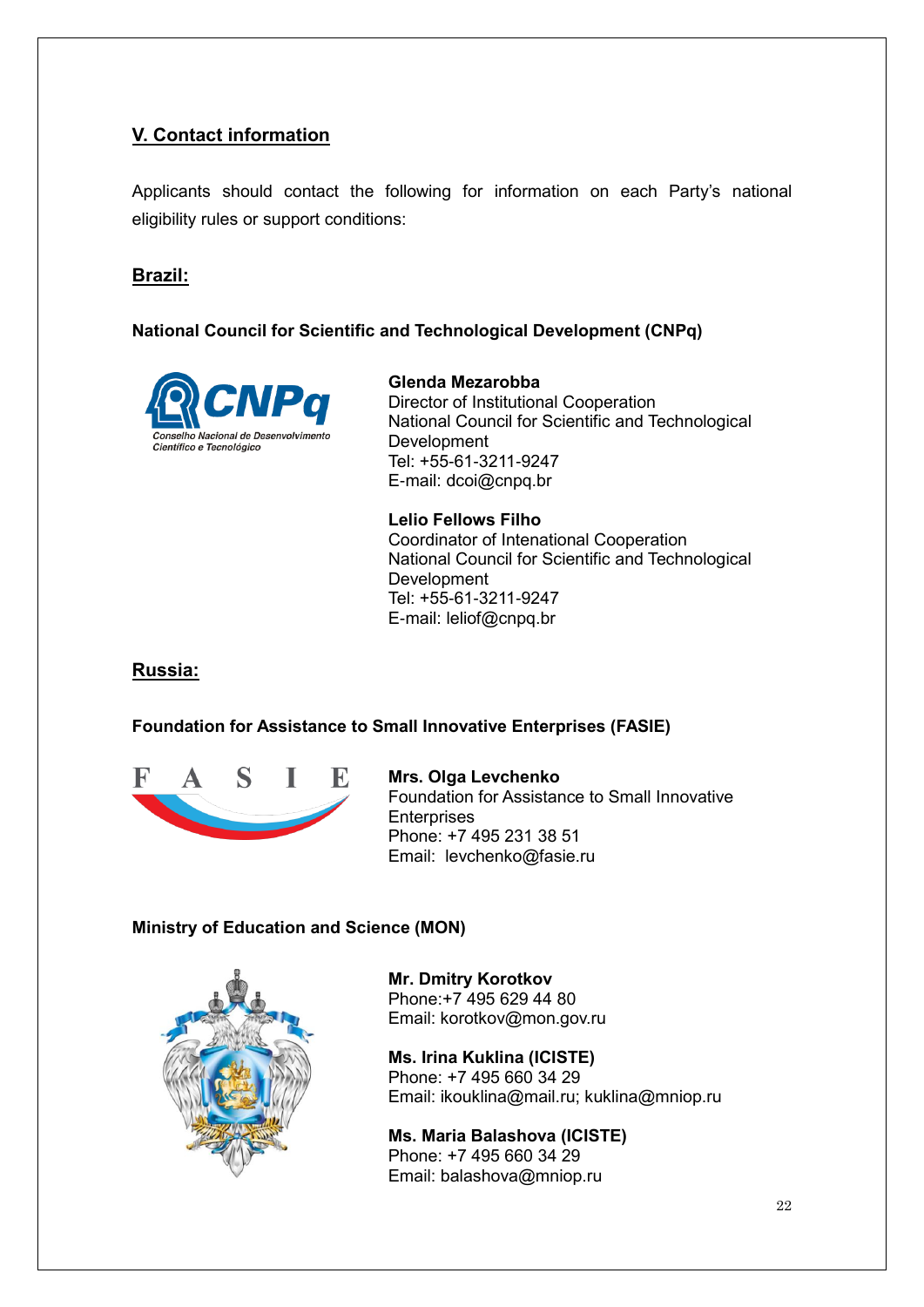## V. Contact information

Applicants should contact the following for information on each Party's national eligibility rules or support conditions:

### Brazil:

**National Council for Scientific and Technological Development (CNPq)**

**Glenda Mezarobba**
Director of Institutional Cooperation
National Council for Scientific and Technological Development
Tel: +55-61-3211-9247
E-mail: dcoi@cnpq.br

**Lelio Fellows Filho**
Coordinator of Intenational Cooperation
National Council for Scientific and Technological Development
Tel: +55-61-3211-9247
E-mail: leliof@cnpq.br

### Russia:

**Foundation for Assistance to Small Innovative Enterprises (FASIE)**

**Mrs. Olga Levchenko**
Foundation for Assistance to Small Innovative Enterprises
Phone: +7 495 231 38 51
Email: levchenko@fasie.ru

**Ministry of Education and Science (MON)**

**Mr. Dmitry Korotkov**
Phone:+7 495 629 44 80
Email: korotkov@mon.gov.ru

**Ms. Irina Kuklina (ICISTE)**
Phone: +7 495 660 34 29
Email: ikouklina@mail.ru; kuklina@mniop.ru

**Ms. Maria Balashova (ICISTE)**
Phone: +7 495 660 34 29
Email: balashova@mniop.ru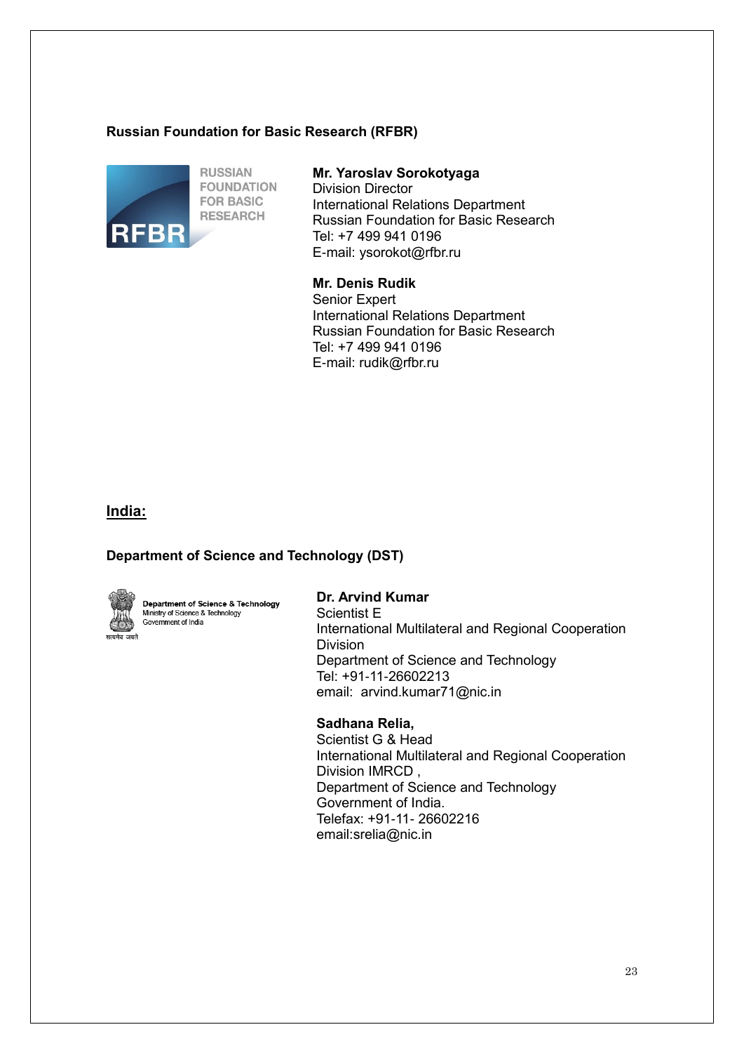**Russian Foundation for Basic Research (RFBR)**

RUSSIAN FOUNDATION FOR BASIC RESEARCH

RFBR

**Mr. Yaroslav Sorokotyaga**
Division Director
International Relations Department
Russian Foundation for Basic Research
Tel: +7 499 941 0196
E-mail: ysorokot@rfbr.ru

**Mr. Denis Rudik**
Senior Expert
International Relations Department
Russian Foundation for Basic Research
Tel: +7 499 941 0196
E-mail: rudik@rfbr.ru

## India:

**Department of Science and Technology (DST)**

Department of Science & Technology
Ministry of Science & Technology
Government of India
सत्यमेव जयते

**Dr. Arvind Kumar**
Scientist E
International Multilateral and Regional Cooperation Division
Department of Science and Technology
Tel: +91-11-26602213
email: arvind.kumar71@nic.in

**Sadhana Relia,**
Scientist G & Head
International Multilateral and Regional Cooperation Division IMRCD ,
Department of Science and Technology
Government of India.
Telefax: +91-11- 26602216
email:srelia@nic.in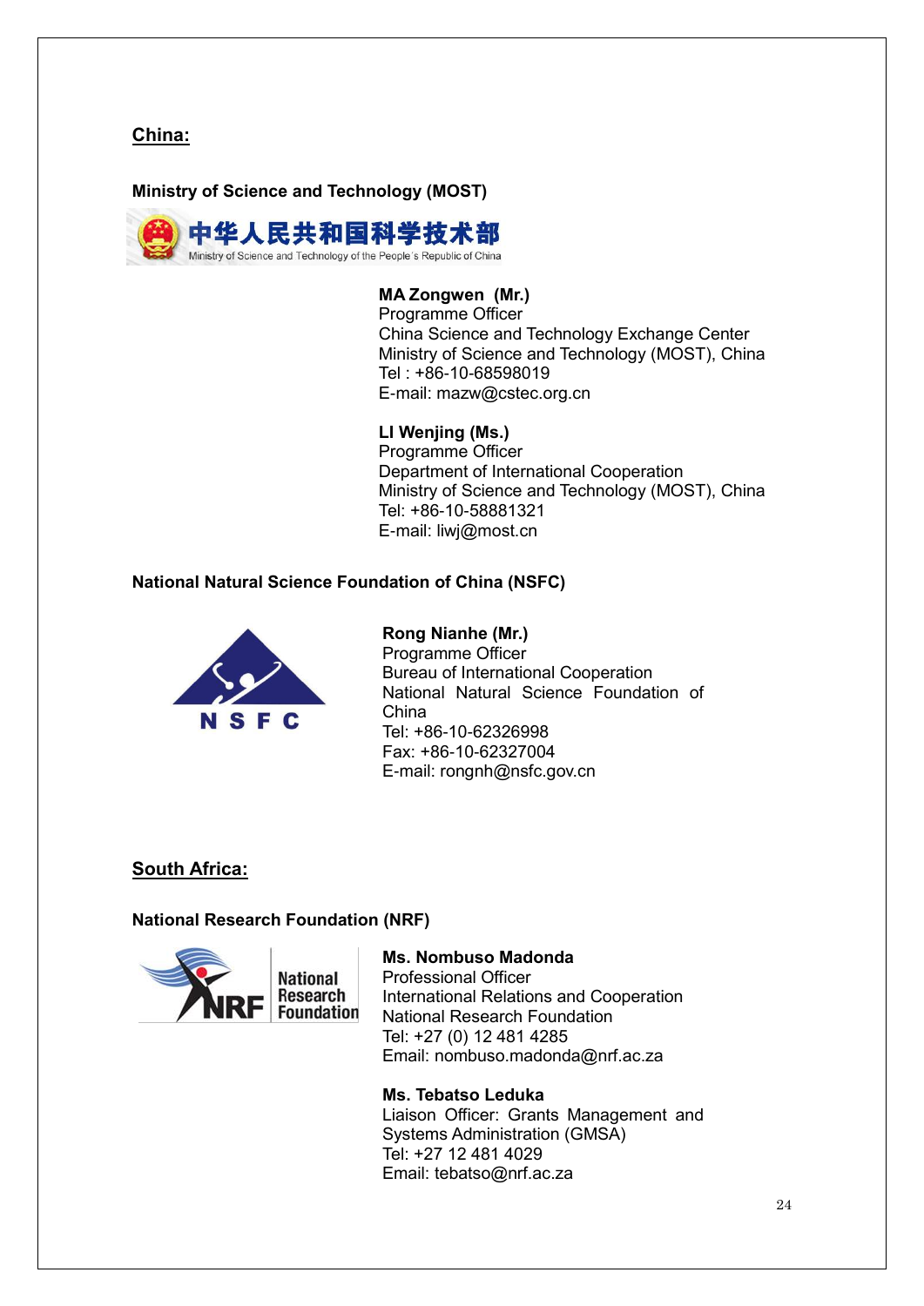## China:

### Ministry of Science and Technology (MOST)

中华人民共和国科学技术部
Ministry of Science and Technology of the People's Republic of China

**MA Zongwen (Mr.)**
Programme Officer
China Science and Technology Exchange Center
Ministry of Science and Technology (MOST), China
Tel : +86-10-68598019
E-mail: mazw@cstec.org.cn

**LI Wenjing (Ms.)**
Programme Officer
Department of International Cooperation
Ministry of Science and Technology (MOST), China
Tel: +86-10-58881321
E-mail: liwj@most.cn

### National Natural Science Foundation of China (NSFC)

NSFC

**Rong Nianhe (Mr.)**
Programme Officer
Bureau of International Cooperation
National Natural Science Foundation of China
Tel: +86-10-62326998
Fax: +86-10-62327004
E-mail: rongnh@nsfc.gov.cn

## South Africa:

### National Research Foundation (NRF)

NRF National Research Foundation

**Ms. Nombuso Madonda**
Professional Officer
International Relations and Cooperation
National Research Foundation
Tel: +27 (0) 12 481 4285
Email: nombuso.madonda@nrf.ac.za

**Ms. Tebatso Leduka**
Liaison Officer: Grants Management and Systems Administration (GMSA)
Tel: +27 12 481 4029
Email: tebatso@nrf.ac.za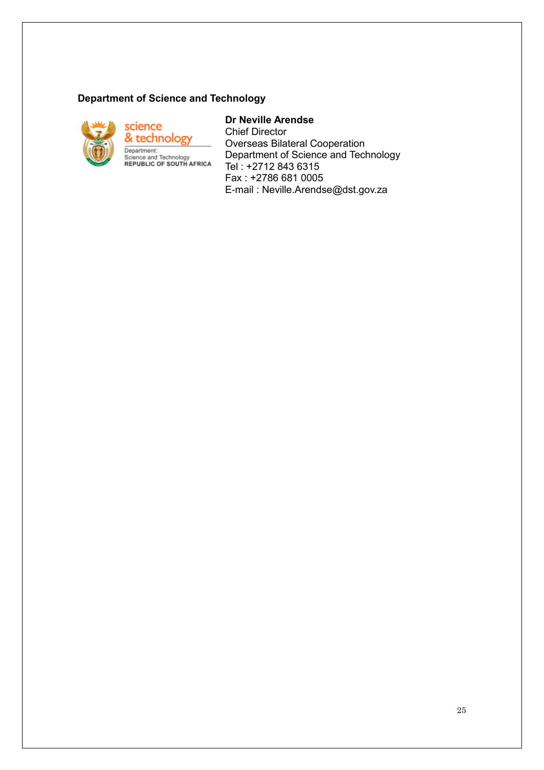**Department of Science and Technology**

science
& technology
Department:
Science and Technology
REPUBLIC OF SOUTH AFRICA

**Dr Neville Arendse**
Chief Director
Overseas Bilateral Cooperation
Department of Science and Technology
Tel : +2712 843 6315
Fax : +2786 681 0005
E-mail : Neville.Arendse@dst.gov.za